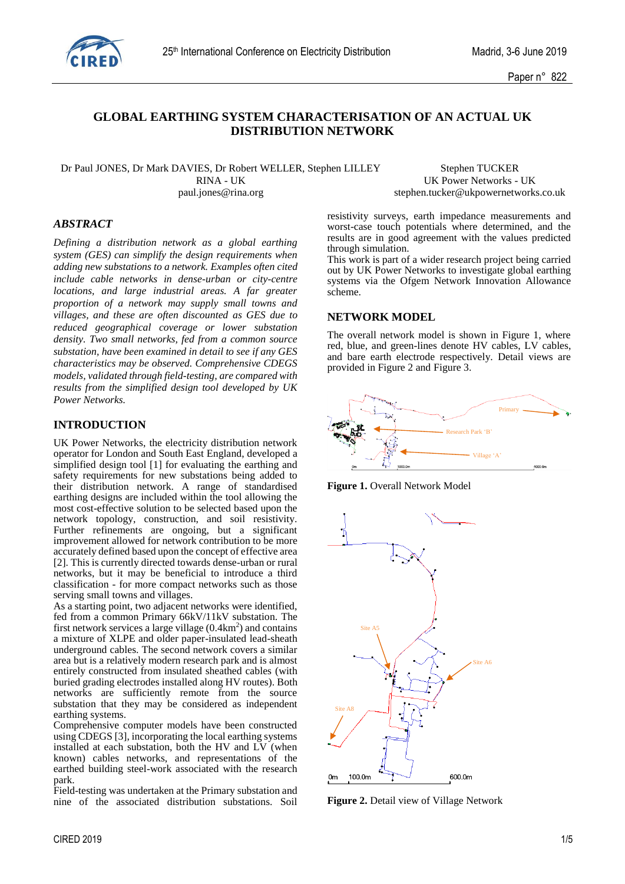# GLOBAL EARTHING SYSTEM CHARACTERISATION OF AN ACTUAL UK DISTRIBUTION NETWORK

Dr Paul JONES, Dr Mark DAVIES, Dr Robert WELLER, Stephen LILLEY
RINA - UK
paul.jones@rina.org

Stephen TUCKER
UK Power Networks - UK
stephen.tucker@ukpowernetworks.co.uk

## ABSTRACT

*Defining a distribution network as a global earthing system (GES) can simplify the design requirements when adding new substations to a network. Examples often cited include cable networks in dense-urban or city-centre locations, and large industrial areas. A far greater proportion of a network may supply small towns and villages, and these are often discounted as GES due to reduced geographical coverage or lower substation density. Two small networks, fed from a common source substation, have been examined in detail to see if any GES characteristics may be observed. Comprehensive CDEGS models, validated through field-testing, are compared with results from the simplified design tool developed by UK Power Networks.*

## INTRODUCTION

UK Power Networks, the electricity distribution network operator for London and South East England, developed a simplified design tool [1] for evaluating the earthing and safety requirements for new substations being added to their distribution network. A range of standardised earthing designs are included within the tool allowing the most cost-effective solution to be selected based upon the network topology, construction, and soil resistivity. Further refinements are ongoing, but a significant improvement allowed for network contribution to be more accurately defined based upon the concept of effective area [2]. This is currently directed towards dense-urban or rural networks, but it may be beneficial to introduce a third classification - for more compact networks such as those serving small towns and villages.

As a starting point, two adjacent networks were identified, fed from a common Primary 66kV/11kV substation. The first network services a large village (0.4km$^2$) and contains a mixture of XLPE and older paper-insulated lead-sheath underground cables. The second network covers a similar area but is a relatively modern research park and is almost entirely constructed from insulated sheathed cables (with buried grading electrodes installed along HV routes). Both networks are sufficiently remote from the source substation that they may be considered as independent earthing systems.

Comprehensive computer models have been constructed using CDEGS [3], incorporating the local earthing systems installed at each substation, both the HV and LV (when known) cables networks, and representations of the earthed building steel-work associated with the research park.

Field-testing was undertaken at the Primary substation and nine of the associated distribution substations. Soil resistivity surveys, earth impedance measurements and worst-case touch potentials where determined, and the results are in good agreement with the values predicted through simulation.

This work is part of a wider research project being carried out by UK Power Networks to investigate global earthing systems via the Ofgem Network Innovation Allowance scheme.

## NETWORK MODEL

The overall network model is shown in Figure 1, where red, blue, and green-lines denote HV cables, LV cables, and bare earth electrode respectively. Detail views are provided in Figure 2 and Figure 3.

**Figure 1.** Overall Network Model

**Figure 2.** Detail view of Village Network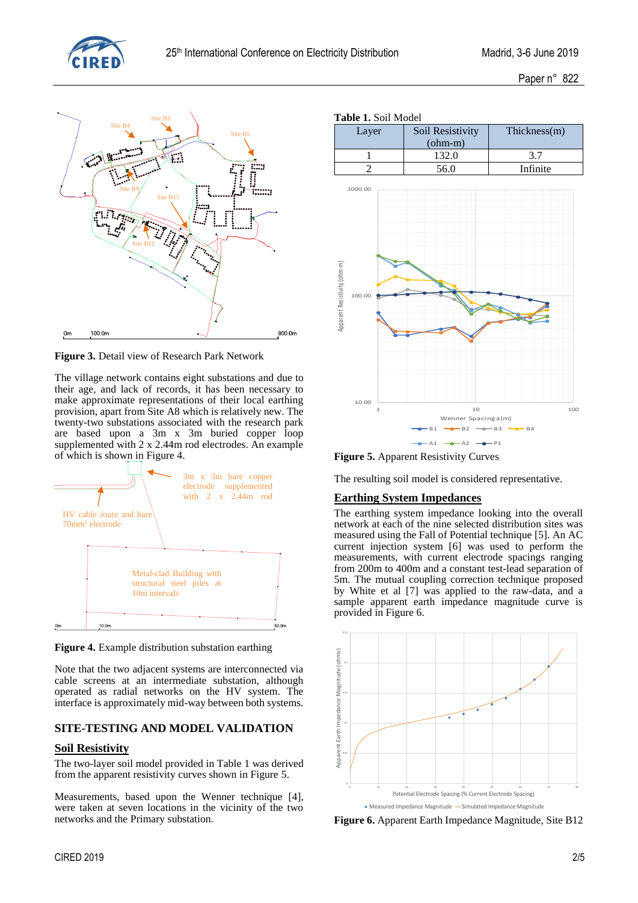Figure 3. Detail view of Research Park Network

The village network contains eight substations and due to their age, and lack of records, it has been necessary to make approximate representations of their local earthing provision, apart from Site A8 which is relatively new. The twenty-two substations associated with the research park are based upon a 3m x 3m buried copper loop supplemented with 2 x 2.44m rod electrodes. An example of which is shown in Figure 4.

**Figure 4.** Example distribution substation earthing

Note that the two adjacent systems are interconnected via cable screens at an intermediate substation, although operated as radial networks on the HV system. The interface is approximately mid-way between both systems.

## SITE-TESTING AND MODEL VALIDATION

### Soil Resistivity

The two-layer soil model provided in Table 1 was derived from the apparent resistivity curves shown in Figure 5.

Measurements, based upon the Wenner technique [4], were taken at seven locations in the vicinity of the two networks and the Primary substation.

**Table 1.** Soil Model

| Layer | Soil Resistivity (ohm-m) | Thickness(m) |
|---|---|---|
| 1 | 132.0 | 3.7 |
| 2 | 56.0 | Infinite |

**Figure 5.** Apparent Resistivity Curves

The resulting soil model is considered representative.

### Earthing System Impedances

The earthing system impedance looking into the overall network at each of the nine selected distribution sites was measured using the Fall of Potential technique [5]. An AC current injection system [6] was used to perform the measurements, with current electrode spacings ranging from 200m to 400m and a constant test-lead separation of 5m. The mutual coupling correction technique proposed by White et al [7] was applied to the raw-data, and a sample apparent earth impedance magnitude curve is provided in Figure 6.

**Figure 6.** Apparent Earth Impedance Magnitude, Site B12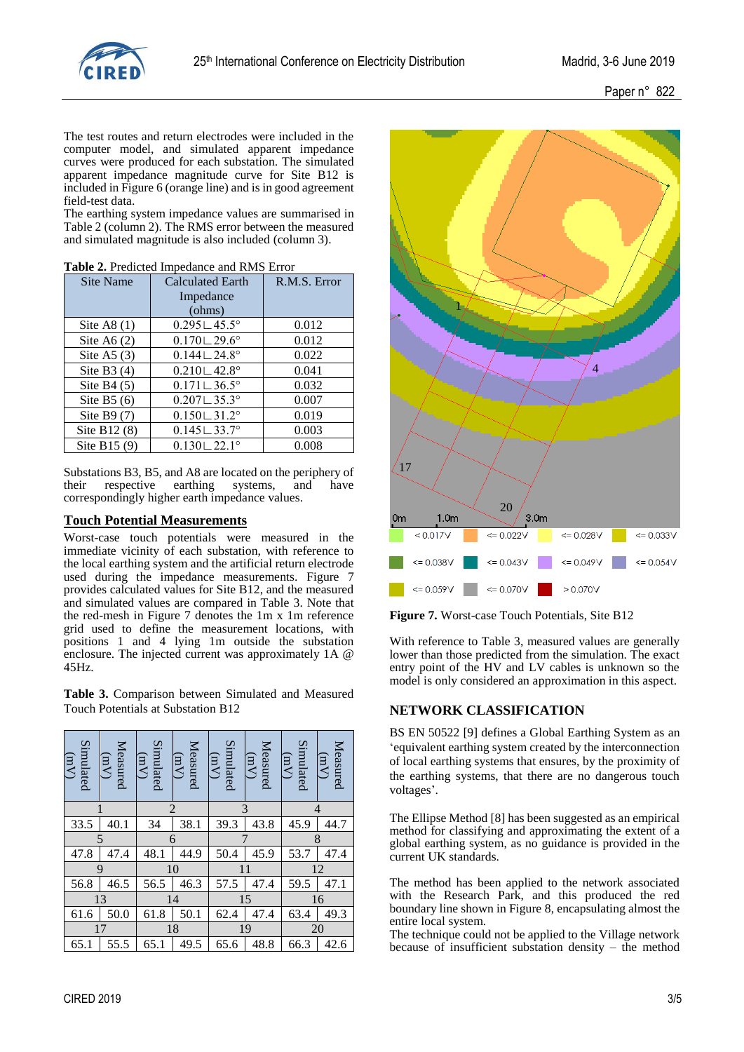The test routes and return electrodes were included in the computer model, and simulated apparent impedance curves were produced for each substation. The simulated apparent impedance magnitude curve for Site B12 is included in Figure 6 (orange line) and is in good agreement field-test data.

The earthing system impedance values are summarised in Table 2 (column 2). The RMS error between the measured and simulated magnitude is also included (column 3).

**Table 2.** Predicted Impedance and RMS Error

| Site Name | Calculated Earth Impedance (ohms) | R.M.S. Error |
|---|---|---|
| Site A8 (1) | 0.295∟45.5° | 0.012 |
| Site A6 (2) | 0.170∟29.6° | 0.012 |
| Site A5 (3) | 0.144∟24.8° | 0.022 |
| Site B3 (4) | 0.210∟42.8° | 0.041 |
| Site B4 (5) | 0.171∟36.5° | 0.032 |
| Site B5 (6) | 0.207∟35.3° | 0.007 |
| Site B9 (7) | 0.150∟31.2° | 0.019 |
| Site B12 (8) | 0.145∟33.7° | 0.003 |
| Site B15 (9) | 0.130∟22.1° | 0.008 |

Substations B3, B5, and A8 are located on the periphery of their respective earthing systems, and have correspondingly higher earth impedance values.

## Touch Potential Measurements

Worst-case touch potentials were measured in the immediate vicinity of each substation, with reference to the local earthing system and the artificial return electrode used during the impedance measurements. Figure 7 provides calculated values for Site B12, and the measured and simulated values are compared in Table 3. Note that the red-mesh in Figure 7 denotes the 1m x 1m reference grid used to define the measurement locations, with positions 1 and 4 lying 1m outside the substation enclosure. The injected current was approximately 1A @ 45Hz.

**Table 3.** Comparison between Simulated and Measured Touch Potentials at Substation B12

| Simulated (mV) | Measured (mV) | Simulated (mV) | Measured (mV) | Simulated (mV) | Measured (mV) | Simulated (mV) | Measured (mV) |
|---|---|---|---|---|---|---|---|
| 1 | | 2 | | 3 | | 4 | |
| 33.5 | 40.1 | 34 | 38.1 | 39.3 | 43.8 | 45.9 | 44.7 |
| 5 | | 6 | | 7 | | 8 | |
| 47.8 | 47.4 | 48.1 | 44.9 | 50.4 | 45.9 | 53.7 | 47.4 |
| 9 | | 10 | | 11 | | 12 | |
| 56.8 | 46.5 | 56.5 | 46.3 | 57.5 | 47.4 | 59.5 | 47.1 |
| 13 | | 14 | | 15 | | 16 | |
| 61.6 | 50.0 | 61.8 | 50.1 | 62.4 | 47.4 | 63.4 | 49.3 |
| 17 | | 18 | | 19 | | 20 | |
| 65.1 | 55.5 | 65.1 | 49.5 | 65.6 | 48.8 | 66.3 | 42.6 |

**Figure 7.** Worst-case Touch Potentials, Site B12

With reference to Table 3, measured values are generally lower than those predicted from the simulation. The exact entry point of the HV and LV cables is unknown so the model is only considered an approximation in this aspect.

## NETWORK CLASSIFICATION

BS EN 50522 [9] defines a Global Earthing System as an 'equivalent earthing system created by the interconnection of local earthing systems that ensures, by the proximity of the earthing systems, that there are no dangerous touch voltages'.

The Ellipse Method [8] has been suggested as an empirical method for classifying and approximating the extent of a global earthing system, as no guidance is provided in the current UK standards.

The method has been applied to the network associated with the Research Park, and this produced the red boundary line shown in Figure 8, encapsulating almost the entire local system.

The technique could not be applied to the Village network because of insufficient substation density – the method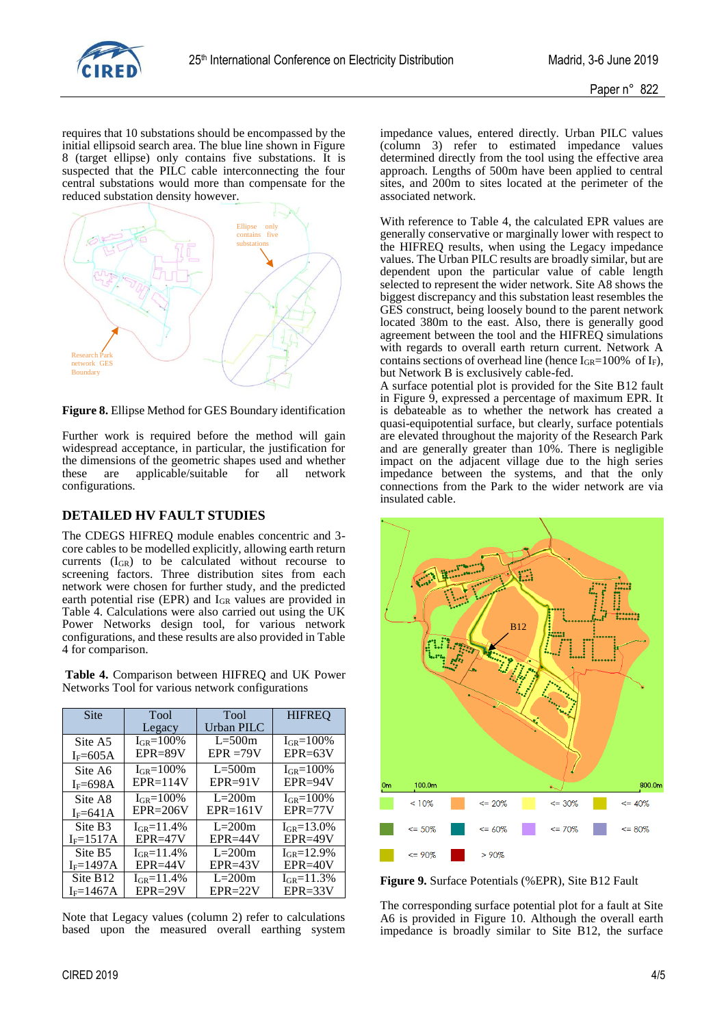requires that 10 substations should be encompassed by the initial ellipsoid search area. The blue line shown in Figure 8 (target ellipse) only contains five substations. It is suspected that the PILC cable interconnecting the four central substations would more than compensate for the reduced substation density however.

**Figure 8.** Ellipse Method for GES Boundary identification

Further work is required before the method will gain widespread acceptance, in particular, the justification for the dimensions of the geometric shapes used and whether these are applicable/suitable for all network configurations.

## DETAILED HV FAULT STUDIES

The CDEGS HIFREQ module enables concentric and 3-core cables to be modelled explicitly, allowing earth return currents ($I_{GR}$) to be calculated without recourse to screening factors. Three distribution sites from each network were chosen for further study, and the predicted earth potential rise (EPR) and $I_{GR}$ values are provided in Table 4. Calculations were also carried out using the UK Power Networks design tool, for various network configurations, and these results are also provided in Table 4 for comparison.

**Table 4.** Comparison between HIFREQ and UK Power Networks Tool for various network configurations

| Site | Tool Legacy | Tool Urban PILC | HIFREQ |
|---|---|---|---|
| Site A5 $I_F$=605A | $I_{GR}$=100% EPR=89V | L=500m EPR =79V | $I_{GR}$=100% EPR=63V |
| Site A6 $I_F$=698A | $I_{GR}$=100% EPR=114V | L=500m EPR=91V | $I_{GR}$=100% EPR=94V |
| Site A8 $I_F$=641A | $I_{GR}$=100% EPR=206V | L=200m EPR=161V | $I_{GR}$=100% EPR=77V |
| Site B3 $I_F$=1517A | $I_{GR}$=11.4% EPR=47V | L=200m EPR=44V | $I_{GR}$=13.0% EPR=49V |
| Site B5 $I_F$=1497A | $I_{GR}$=11.4% EPR=44V | L=200m EPR=43V | $I_{GR}$=12.9% EPR=40V |
| Site B12 $I_F$=1467A | $I_{GR}$=11.4% EPR=29V | L=200m EPR=22V | $I_{GR}$=11.3% EPR=33V |

Note that Legacy values (column 2) refer to calculations based upon the measured overall earthing system impedance values, entered directly. Urban PILC values (column 3) refer to estimated impedance values determined directly from the tool using the effective area approach. Lengths of 500m have been applied to central sites, and 200m to sites located at the perimeter of the associated network.

With reference to Table 4, the calculated EPR values are generally conservative or marginally lower with respect to the HIFREQ results, when using the Legacy impedance values. The Urban PILC results are broadly similar, but are dependent upon the particular value of cable length selected to represent the wider network. Site A8 shows the biggest discrepancy and this substation least resembles the GES construct, being loosely bound to the parent network located 380m to the east. Also, there is generally good agreement between the tool and the HIFREQ simulations with regards to overall earth return current. Network A contains sections of overhead line (hence $I_{GR}$=100% of $I_F$), but Network B is exclusively cable-fed.
A surface potential plot is provided for the Site B12 fault in Figure 9, expressed a percentage of maximum EPR. It is debateable as to whether the network has created a quasi-equipotential surface, but clearly, surface potentials are elevated throughout the majority of the Research Park and are generally greater than 10%. There is negligible impact on the adjacent village due to the high series impedance between the systems, and that the only connections from the Park to the wider network are via insulated cable.

**Figure 9.** Surface Potentials (%EPR), Site B12 Fault

The corresponding surface potential plot for a fault at Site A6 is provided in Figure 10. Although the overall earth impedance is broadly similar to Site B12, the surface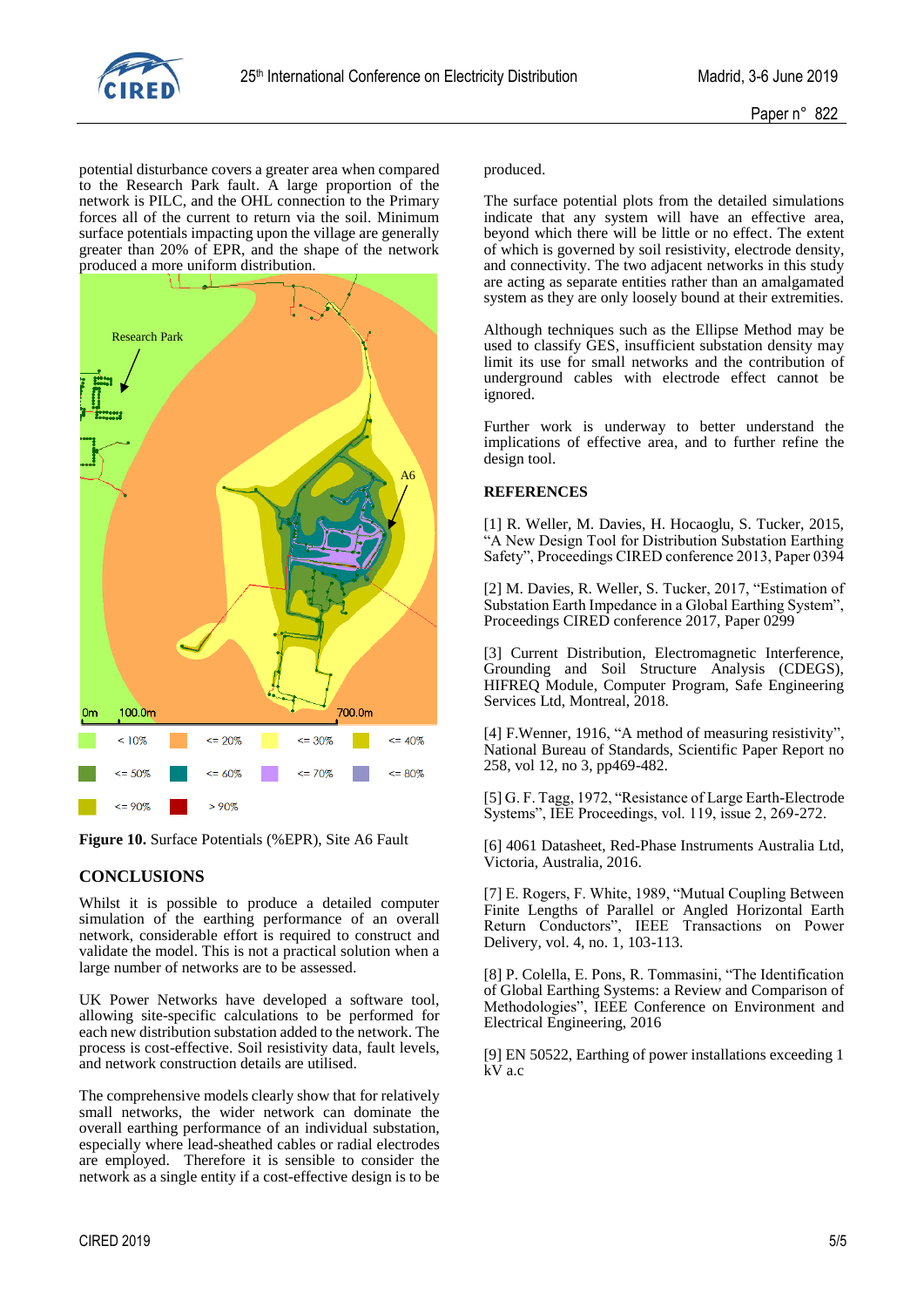potential disturbance covers a greater area when compared to the Research Park fault. A large proportion of the network is PILC, and the OHL connection to the Primary forces all of the current to return via the soil. Minimum surface potentials impacting upon the village are generally greater than 20% of EPR, and the shape of the network produced a more uniform distribution.

Research Park

A6

0m 100.0m 700.0m

< 10% <= 20% <= 30% <= 40%

<= 50% <= 60% <= 70% <= 80%

<= 90% > 90%

**Figure 10.** Surface Potentials (%EPR), Site A6 Fault

## CONCLUSIONS

Whilst it is possible to produce a detailed computer simulation of the earthing performance of an overall network, considerable effort is required to construct and validate the model. This is not a practical solution when a large number of networks are to be assessed.

UK Power Networks have developed a software tool, allowing site-specific calculations to be performed for each new distribution substation added to the network. The process is cost-effective. Soil resistivity data, fault levels, and network construction details are utilised.

The comprehensive models clearly show that for relatively small networks, the wider network can dominate the overall earthing performance of an individual substation, especially where lead-sheathed cables or radial electrodes are employed. Therefore it is sensible to consider the network as a single entity if a cost-effective design is to be produced.

The surface potential plots from the detailed simulations indicate that any system will have an effective area, beyond which there will be little or no effect. The extent of which is governed by soil resistivity, electrode density, and connectivity. The two adjacent networks in this study are acting as separate entities rather than an amalgamated system as they are only loosely bound at their extremities.

Although techniques such as the Ellipse Method may be used to classify GES, insufficient substation density may limit its use for small networks and the contribution of underground cables with electrode effect cannot be ignored.

Further work is underway to better understand the implications of effective area, and to further refine the design tool.

## REFERENCES

[1] R. Weller, M. Davies, H. Hocaoglu, S. Tucker, 2015, "A New Design Tool for Distribution Substation Earthing Safety", Proceedings CIRED conference 2013, Paper 0394

[2] M. Davies, R. Weller, S. Tucker, 2017, "Estimation of Substation Earth Impedance in a Global Earthing System", Proceedings CIRED conference 2017, Paper 0299

[3] Current Distribution, Electromagnetic Interference, Grounding and Soil Structure Analysis (CDEGS), HIFREQ Module, Computer Program, Safe Engineering Services Ltd, Montreal, 2018.

[4] F.Wenner, 1916, "A method of measuring resistivity", National Bureau of Standards, Scientific Paper Report no 258, vol 12, no 3, pp469-482.

[5] G. F. Tagg, 1972, "Resistance of Large Earth-Electrode Systems", IEE Proceedings, vol. 119, issue 2, 269-272.

[6] 4061 Datasheet, Red-Phase Instruments Australia Ltd, Victoria, Australia, 2016.

[7] E. Rogers, F. White, 1989, "Mutual Coupling Between Finite Lengths of Parallel or Angled Horizontal Earth Return Conductors", IEEE Transactions on Power Delivery, vol. 4, no. 1, 103-113.

[8] P. Colella, E. Pons, R. Tommasini, "The Identification of Global Earthing Systems: a Review and Comparison of Methodologies", IEEE Conference on Environment and Electrical Engineering, 2016

[9] EN 50522, Earthing of power installations exceeding 1 kV a.c